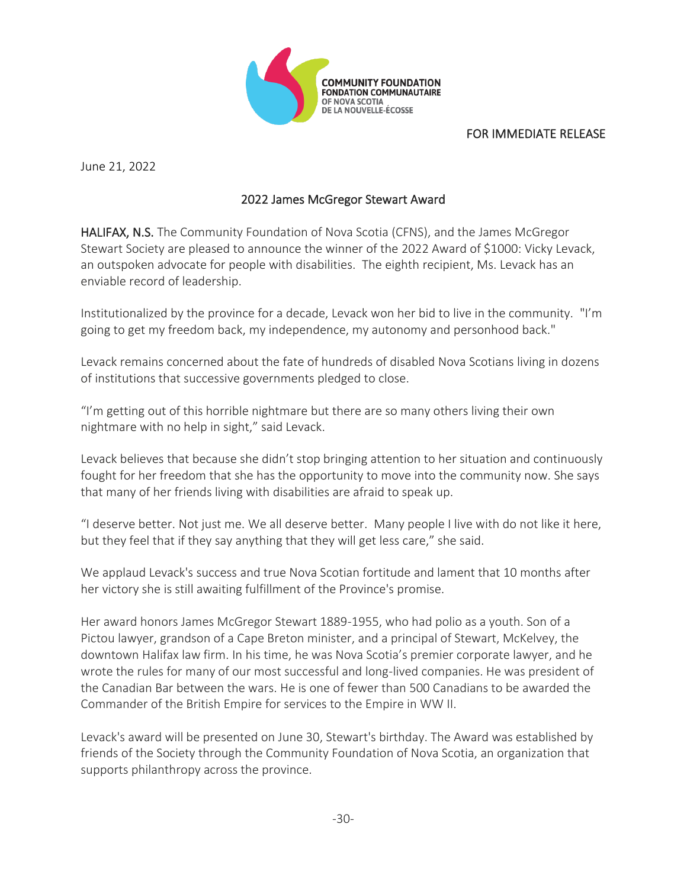COMMUNITY FOUNDATION
FONDATION COMMUNAUTAIRE
OF NOVA SCOTIA
DE LA NOUVELLE-ÉCOSSE

FOR IMMEDIATE RELEASE

June 21, 2022

## 2022 James McGregor Stewart Award

**HALIFAX, N.S.** The Community Foundation of Nova Scotia (CFNS), and the James McGregor Stewart Society are pleased to announce the winner of the 2022 Award of $1000: Vicky Levack, an outspoken advocate for people with disabilities. The eighth recipient, Ms. Levack has an enviable record of leadership.

Institutionalized by the province for a decade, Levack won her bid to live in the community. "I'm going to get my freedom back, my independence, my autonomy and personhood back."

Levack remains concerned about the fate of hundreds of disabled Nova Scotians living in dozens of institutions that successive governments pledged to close.

"I'm getting out of this horrible nightmare but there are so many others living their own nightmare with no help in sight," said Levack.

Levack believes that because she didn't stop bringing attention to her situation and continuously fought for her freedom that she has the opportunity to move into the community now. She says that many of her friends living with disabilities are afraid to speak up.

"I deserve better. Not just me. We all deserve better. Many people I live with do not like it here, but they feel that if they say anything that they will get less care," she said.

We applaud Levack's success and true Nova Scotian fortitude and lament that 10 months after her victory she is still awaiting fulfillment of the Province's promise.

Her award honors James McGregor Stewart 1889-1955, who had polio as a youth. Son of a Pictou lawyer, grandson of a Cape Breton minister, and a principal of Stewart, McKelvey, the downtown Halifax law firm. In his time, he was Nova Scotia's premier corporate lawyer, and he wrote the rules for many of our most successful and long-lived companies. He was president of the Canadian Bar between the wars. He is one of fewer than 500 Canadians to be awarded the Commander of the British Empire for services to the Empire in WW II.

Levack's award will be presented on June 30, Stewart's birthday. The Award was established by friends of the Society through the Community Foundation of Nova Scotia, an organization that supports philanthropy across the province.

-30-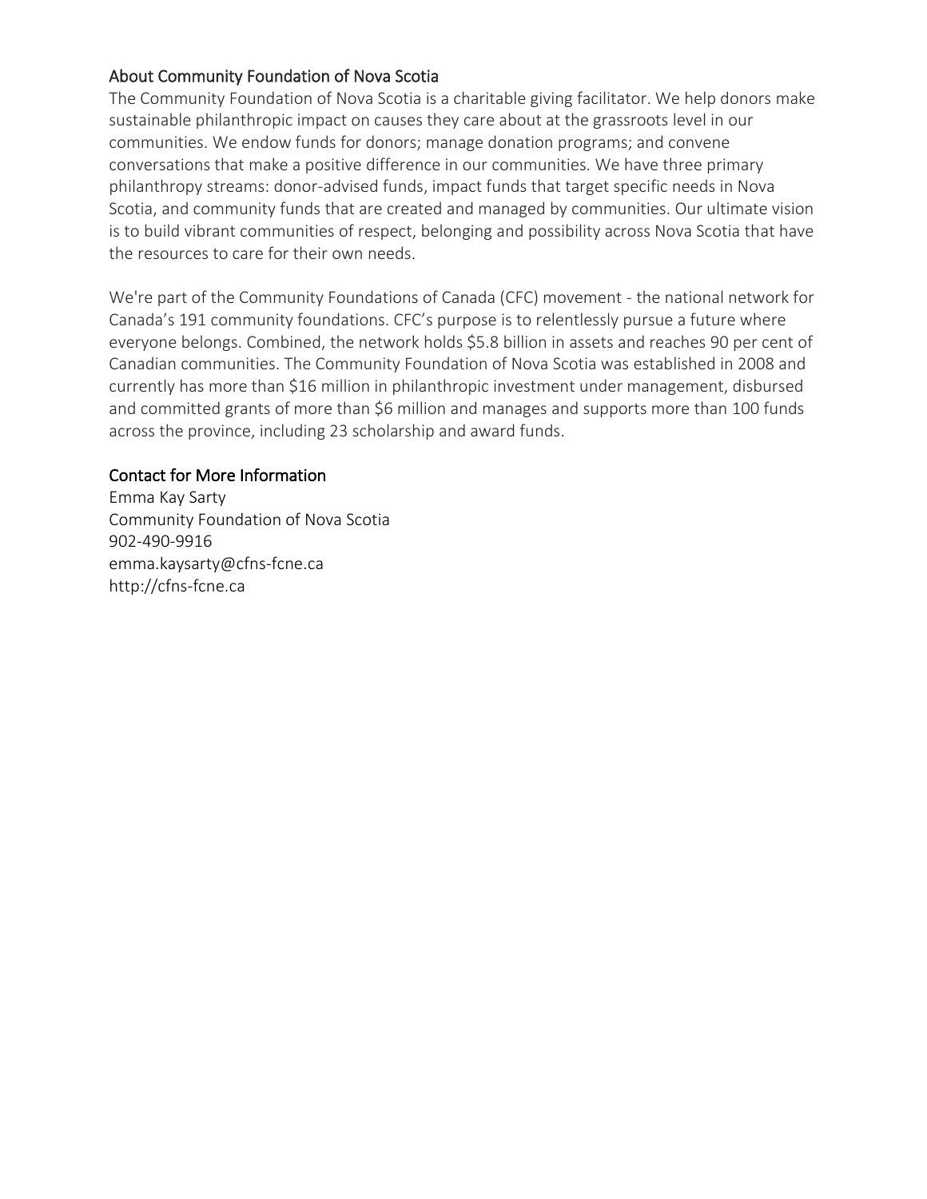## About Community Foundation of Nova Scotia

The Community Foundation of Nova Scotia is a charitable giving facilitator. We help donors make sustainable philanthropic impact on causes they care about at the grassroots level in our communities. We endow funds for donors; manage donation programs; and convene conversations that make a positive difference in our communities. We have three primary philanthropy streams: donor-advised funds, impact funds that target specific needs in Nova Scotia, and community funds that are created and managed by communities. Our ultimate vision is to build vibrant communities of respect, belonging and possibility across Nova Scotia that have the resources to care for their own needs.

We're part of the Community Foundations of Canada (CFC) movement - the national network for Canada's 191 community foundations. CFC's purpose is to relentlessly pursue a future where everyone belongs. Combined, the network holds $5.8 billion in assets and reaches 90 per cent of Canadian communities. The Community Foundation of Nova Scotia was established in 2008 and currently has more than $16 million in philanthropic investment under management, disbursed and committed grants of more than $6 million and manages and supports more than 100 funds across the province, including 23 scholarship and award funds.

## Contact for More Information

Emma Kay Sarty
Community Foundation of Nova Scotia
902-490-9916
emma.kaysarty@cfns-fcne.ca
http://cfns-fcne.ca